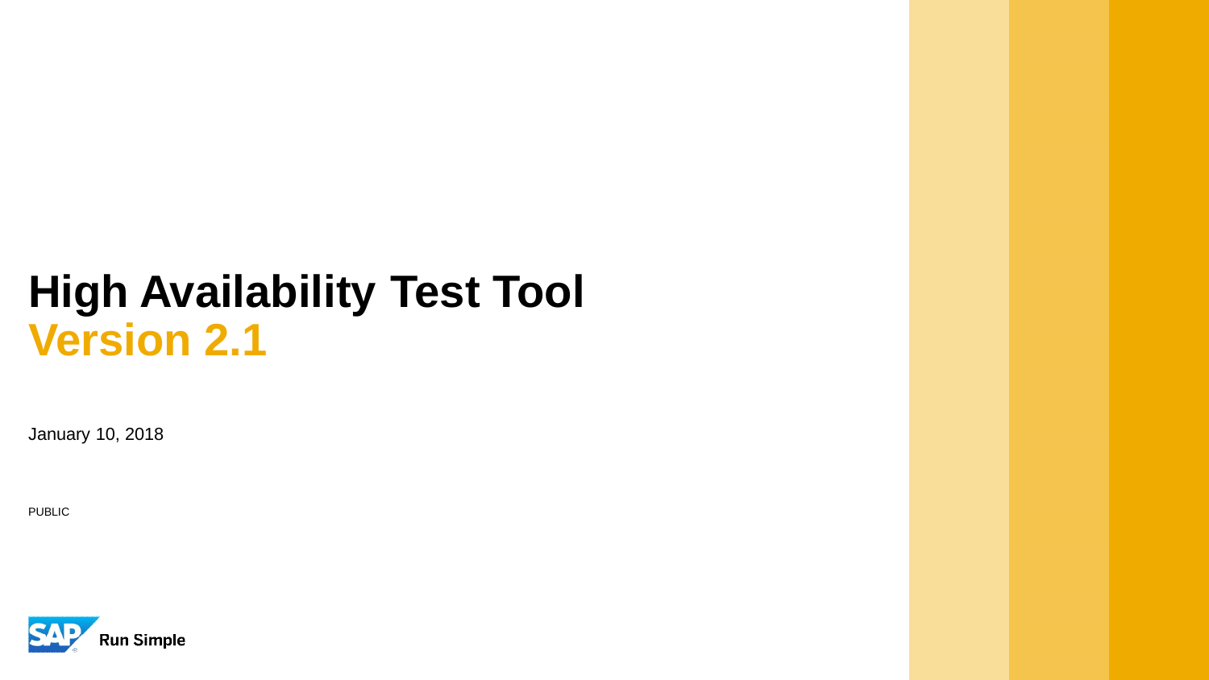# High Availability Test Tool
## Version 2.1

January 10, 2018

PUBLIC

Run Simple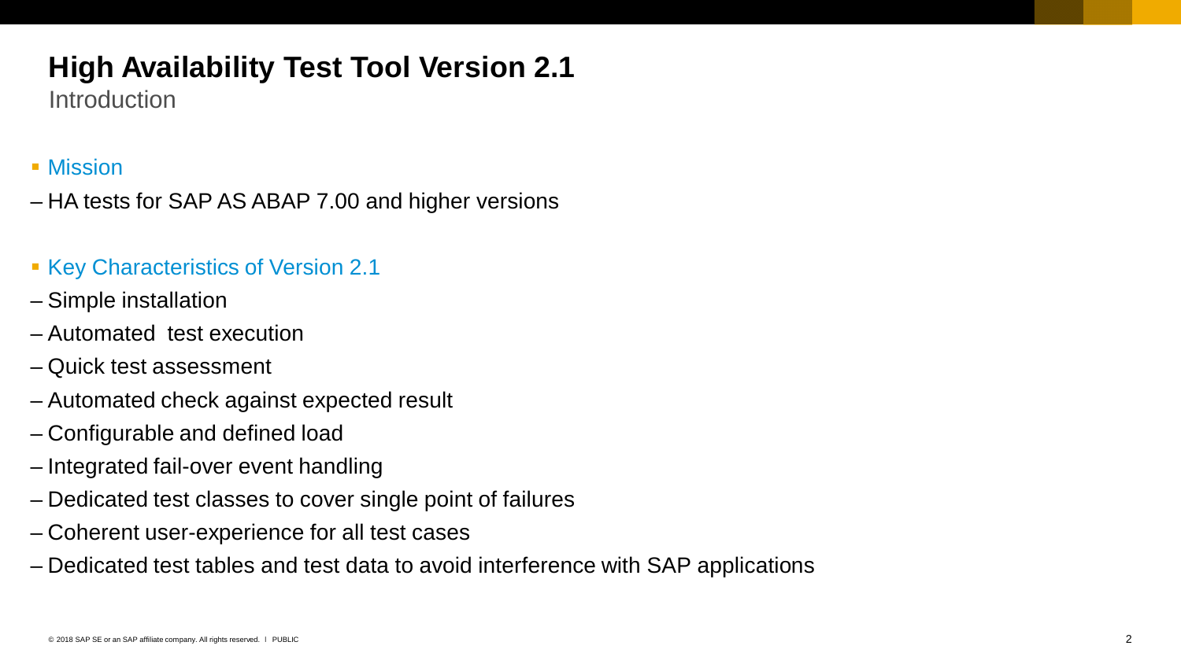# High Availability Test Tool Version 2.1

Introduction

- Mission
  - HA tests for SAP AS ABAP 7.00 and higher versions

- Key Characteristics of Version 2.1
  - Simple installation
  - Automated test execution
  - Quick test assessment
  - Automated check against expected result
  - Configurable and defined load
  - Integrated fail-over event handling
  - Dedicated test classes to cover single point of failures
  - Coherent user-experience for all test cases
  - Dedicated test tables and test data to avoid interference with SAP applications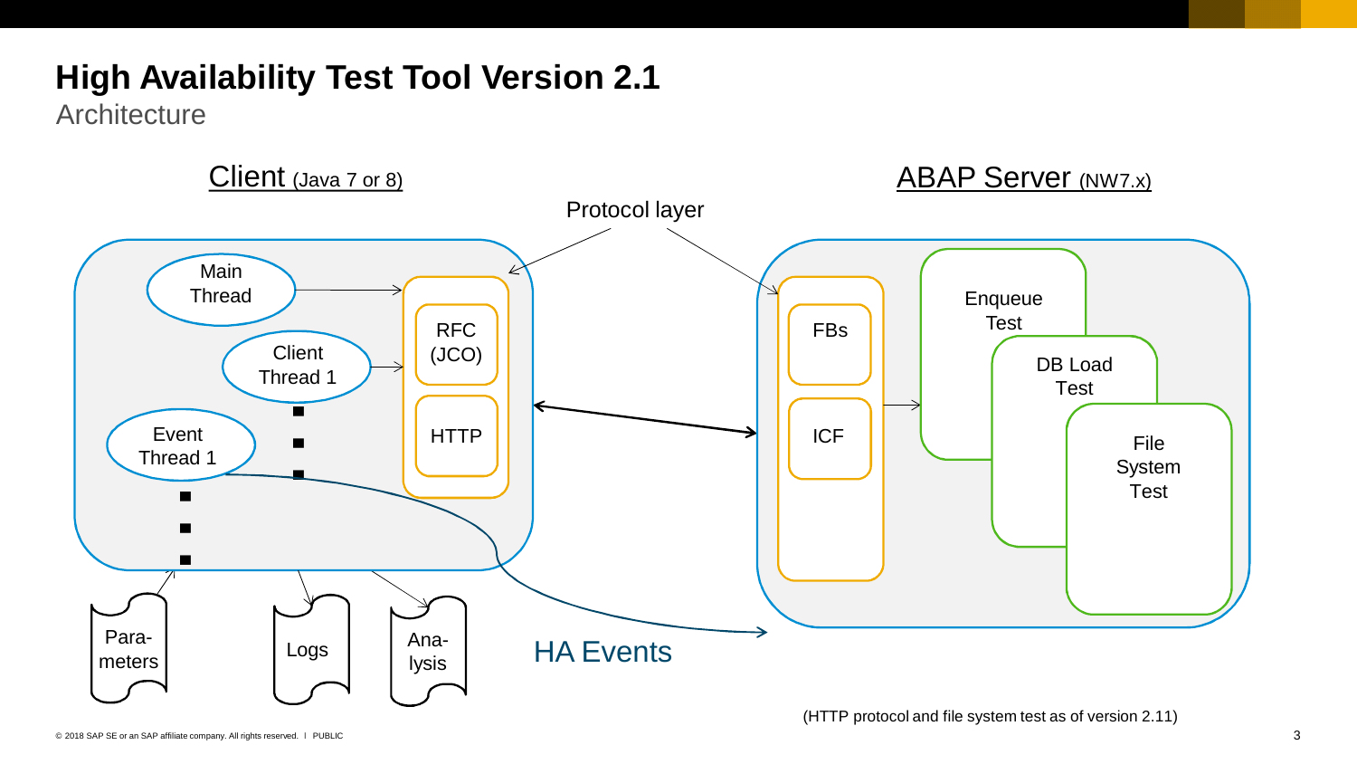# High Availability Test Tool Version 2.1

## Architecture

Client (Java 7 or 8)

ABAP Server (NW7.x)

Protocol layer

Main Thread

Client Thread 1

Event Thread 1

RFC (JCO)

HTTP

FBs

ICF

Enqueue Test

DB Load Test

File System Test

Para-meters

Logs

Ana-lysis

HA Events

(HTTP protocol and file system test as of version 2.11)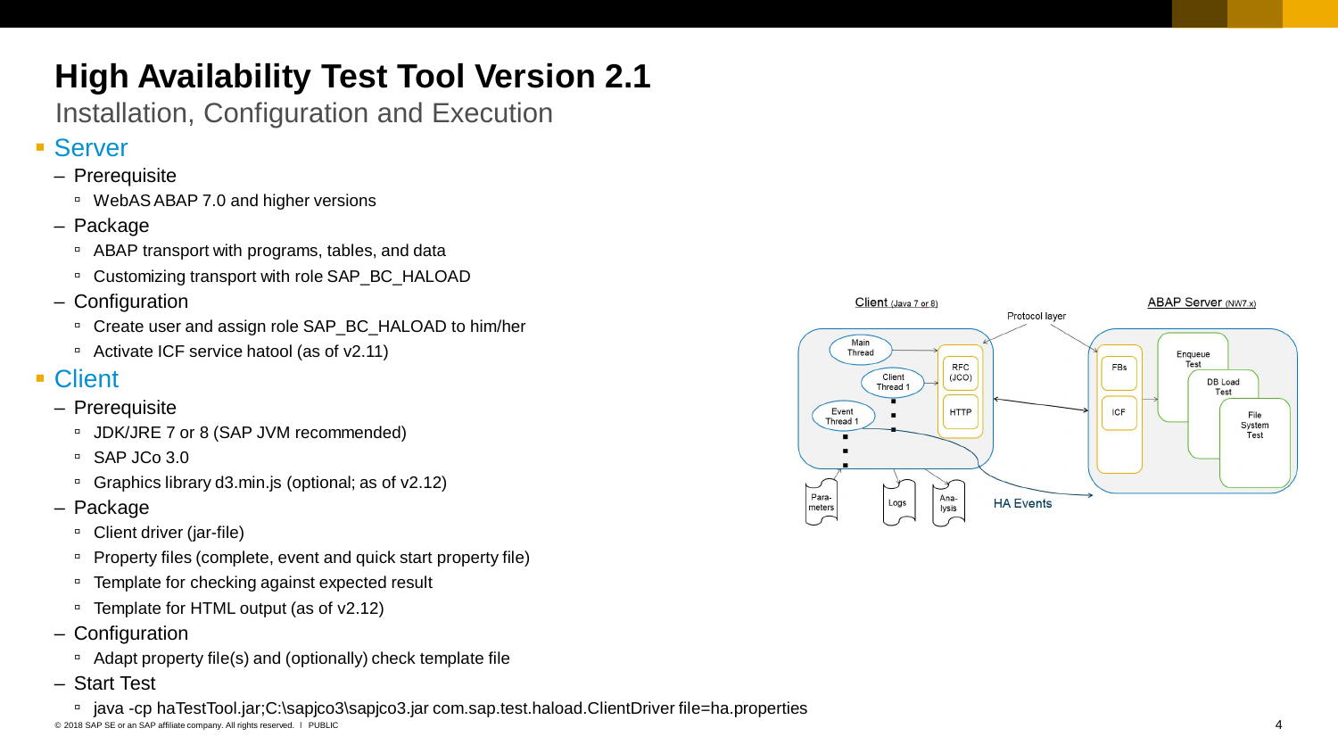# High Availability Test Tool Version 2.1

Installation, Configuration and Execution

## Server

- Prerequisite
  - WebAS ABAP 7.0 and higher versions
- Package
  - ABAP transport with programs, tables, and data
  - Customizing transport with role SAP_BC_HALOAD
- Configuration
  - Create user and assign role SAP_BC_HALOAD to him/her
  - Activate ICF service hatool (as of v2.11)

## Client

- Prerequisite
  - JDK/JRE 7 or 8 (SAP JVM recommended)
  - SAP JCo 3.0
  - Graphics library d3.min.js (optional; as of v2.12)
- Package
  - Client driver (jar-file)
  - Property files (complete, event and quick start property file)
  - Template for checking against expected result
  - Template for HTML output (as of v2.12)
- Configuration
  - Adapt property file(s) and (optionally) check template file
- Start Test
  - java -cp haTestTool.jar;C:\sapjco3\sapjco3.jar com.sap.test.haload.ClientDriver file=ha.properties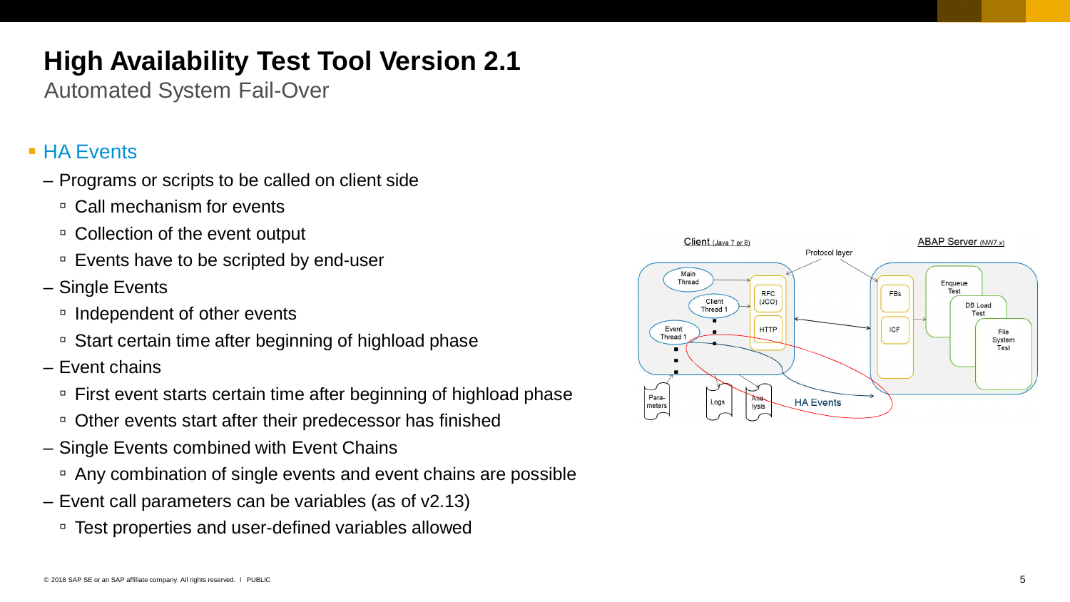# High Availability Test Tool Version 2.1

Automated System Fail-Over

- HA Events
  - Programs or scripts to be called on client side
    - Call mechanism for events
    - Collection of the event output
    - Events have to be scripted by end-user
  - Single Events
    - Independent of other events
    - Start certain time after beginning of highload phase
  - Event chains
    - First event starts certain time after beginning of highload phase
    - Other events start after their predecessor has finished
  - Single Events combined with Event Chains
    - Any combination of single events and event chains are possible
  - Event call parameters can be variables (as of v2.13)
    - Test properties and user-defined variables allowed

Client (Java 7 or 8) | Protocol layer | ABAP Server (NW7.x)

Main Thread, Client Thread 1, Event Thread 1, RFC (JCO), HTTP, FBs, ICF, Enqueue Test, DB Load Test, File System Test, Para-meters, Logs, Ana-lysis, HA Events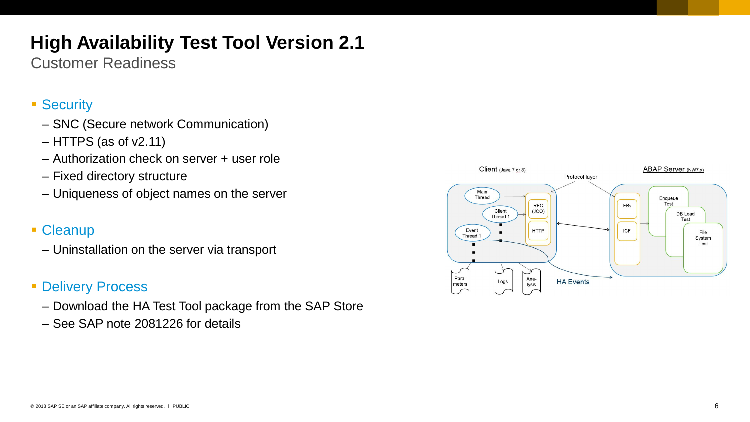# High Availability Test Tool Version 2.1

## Customer Readiness

- Security
  - SNC (Secure network Communication)
  - HTTPS (as of v2.11)
  - Authorization check on server + user role
  - Fixed directory structure
  - Uniqueness of object names on the server
- Cleanup
  - Uninstallation on the server via transport
- Delivery Process
  - Download the HA Test Tool package from the SAP Store
  - See SAP note 2081226 for details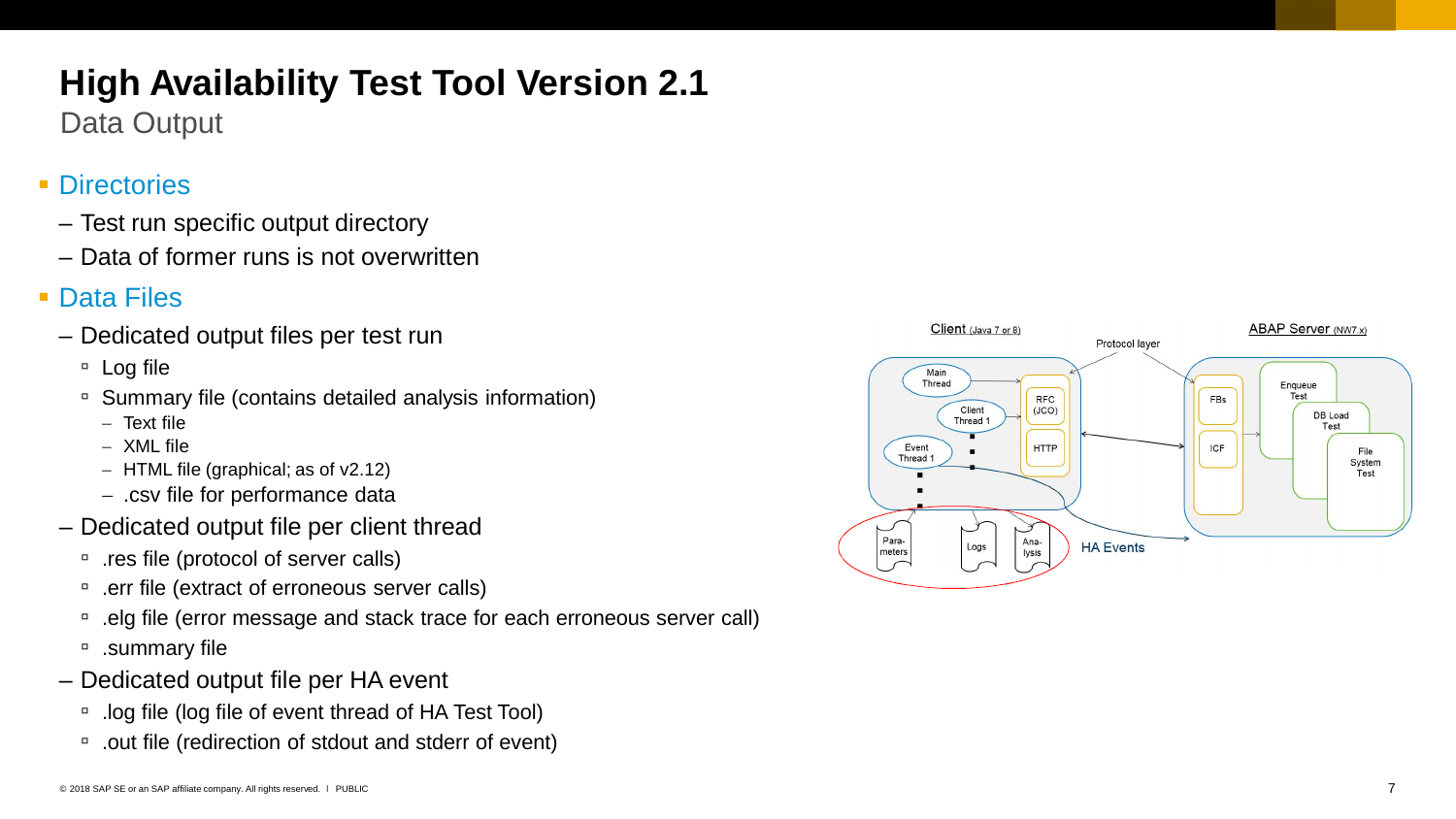# High Availability Test Tool Version 2.1

## Data Output

- Directories
  - Test run specific output directory
  - Data of former runs is not overwritten
- Data Files
  - Dedicated output files per test run
    - Log file
    - Summary file (contains detailed analysis information)
      - Text file
      - XML file
      - HTML file (graphical; as of v2.12)
      - .csv file for performance data
  - Dedicated output file per client thread
    - .res file (protocol of server calls)
    - .err file (extract of erroneous server calls)
    - .elg file (error message and stack trace for each erroneous server call)
    - .summary file
  - Dedicated output file per HA event
    - .log file (log file of event thread of HA Test Tool)
    - .out file (redirection of stdout and stderr of event)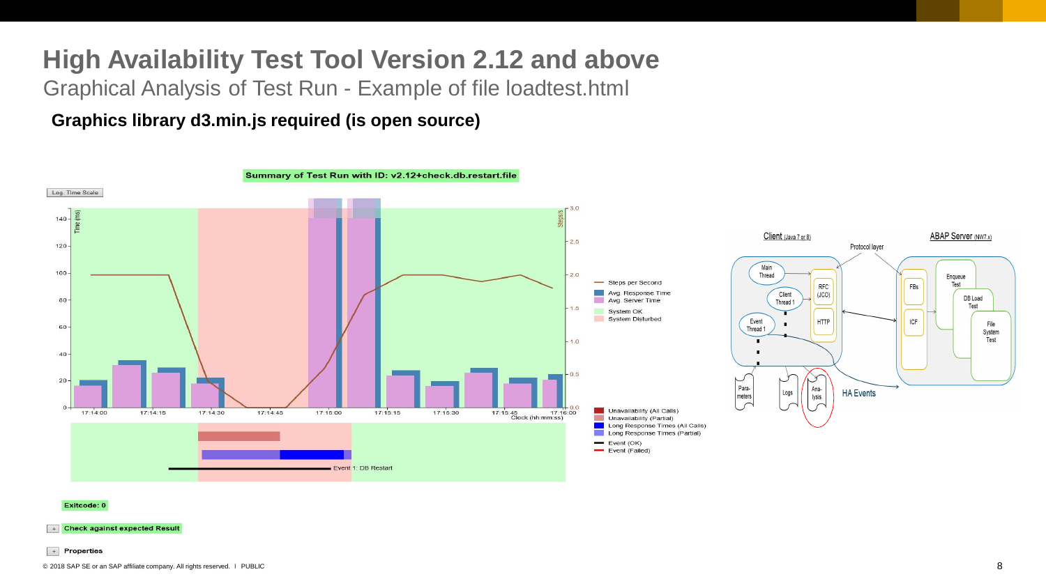# High Availability Test Tool Version 2.12 and above

Graphical Analysis of Test Run - Example of file loadtest.html

**Graphics library d3.min.js required (is open source)**

Summary of Test Run with ID: v2.12+check.db.restart.file

Log. Time Scale

Steps per Second
Avg. Response Time
Avg. Server Time
System OK
System Disturbed

Unavailability (All Calls)
Unavailability (Partial)
Long Response Times (All Calls)
Long Response Times (Partial)
Event (OK)
Event (Failed)

Event 1: DB Restart

Exitcode: 0

Check against expected Result

Properties

Client (Java 7 or 8) — Protocol layer — ABAP Server (NW7.x)

Main Thread, Client Thread 1, Event Thread 1, RFC (JCO), HTTP, FBs, ICF, Enqueue Test, DB Load Test, File System Test, Parameters, Logs, Analysis, HA Events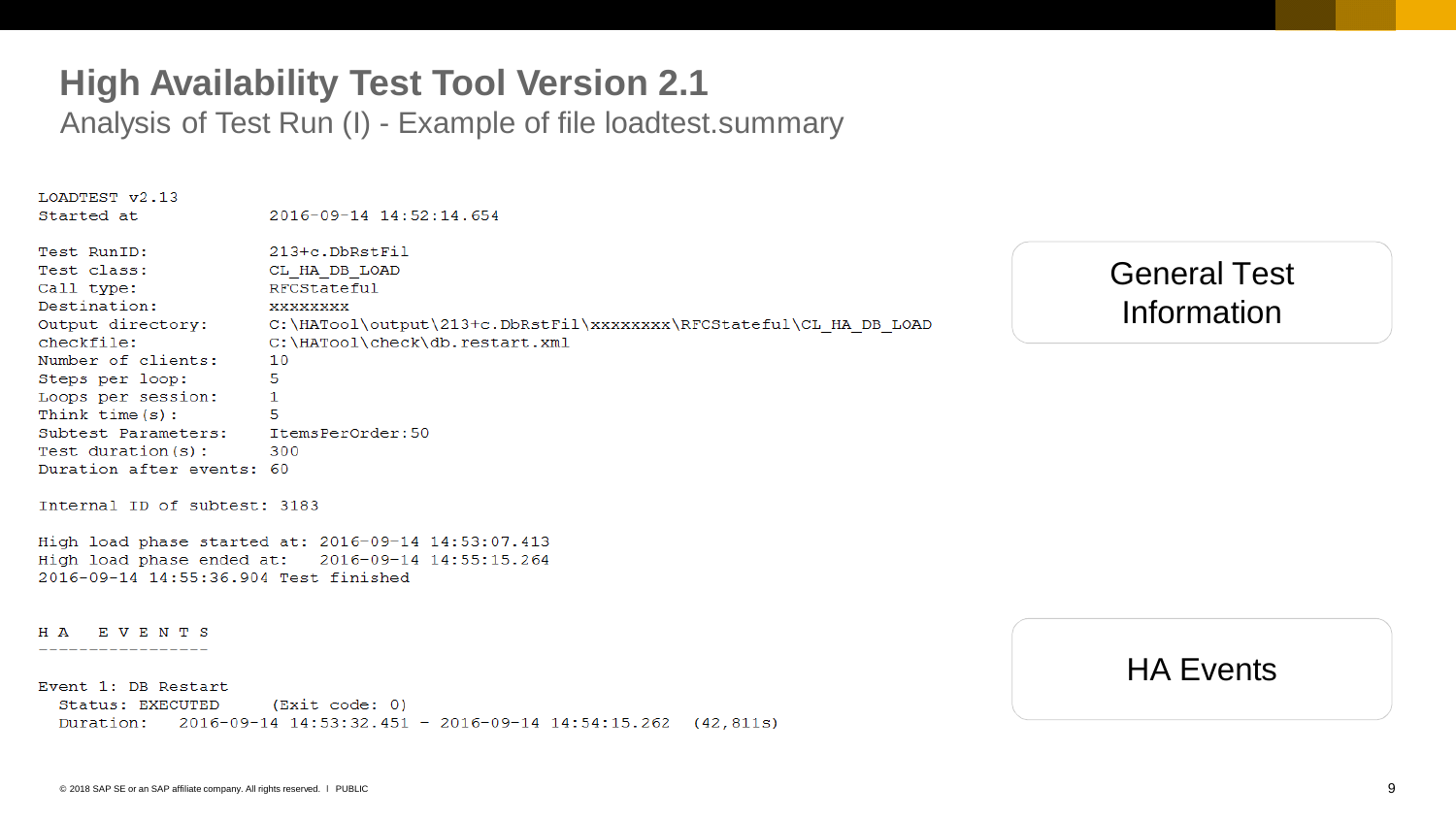# High Availability Test Tool Version 2.1

## Analysis of Test Run (I) - Example of file loadtest.summary

```
LOADTEST v2.13
Started at              2016-09-14 14:52:14.654

Test RunID:             213+c.DbRstFil
Test class:             CL_HA_DB_LOAD
Call type:              RFCStateful
Destination:            xxxxxxxx
Output directory:       C:\HATool\output\213+c.DbRstFil\xxxxxxxx\RFCStateful\CL_HA_DB_LOAD
checkfile:              C:\HATool\check\db.restart.xml
Number of clients:      10
Steps per loop:         5
Loops per session:      1
Think time(s):          5
Subtest Parameters:     ItemsPerOrder:50
Test duration(s):       300
Duration after events:  60

Internal ID of subtest: 3183

High load phase started at: 2016-09-14 14:53:07.413
High load phase ended at:   2016-09-14 14:55:15.264
2016-09-14 14:55:36.904 Test finished


H A   E V E N T S
-----------------

Event 1: DB Restart
  Status: EXECUTED      (Exit code: 0)
  Duration:   2016-09-14 14:53:32.451 - 2016-09-14 14:54:15.262  (42,811s)
```

General Test Information

HA Events

© 2018 SAP SE or an SAP affiliate company. All rights reserved. I PUBLIC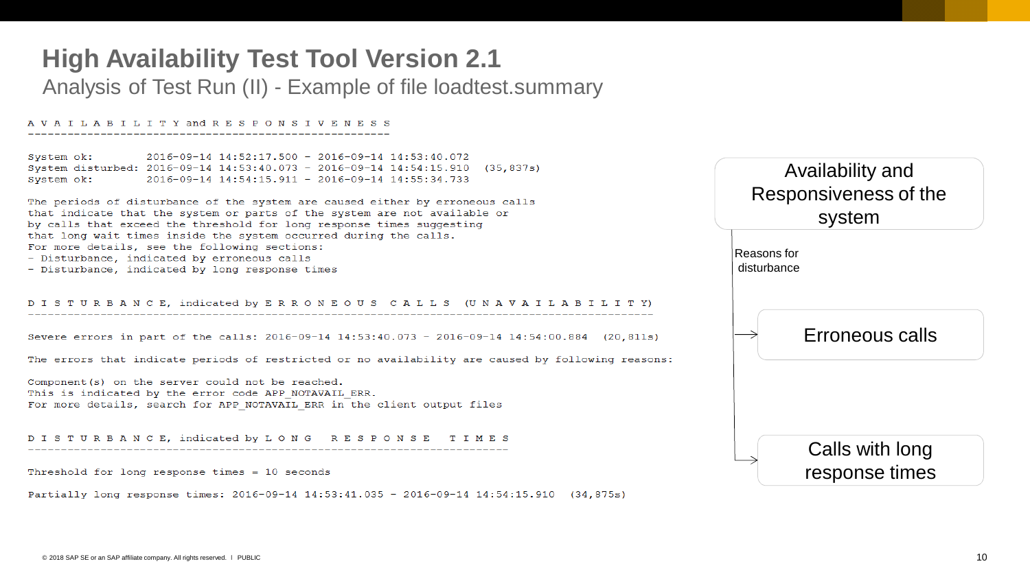# High Availability Test Tool Version 2.1

## Analysis of Test Run (II) - Example of file loadtest.summary

```
A V A I L A B I L I T Y and R E S P O N S I V E N E S S
--------------------------------------------------------

System ok:         2016-09-14 14:52:17.500 - 2016-09-14 14:53:40.072
System disturbed:  2016-09-14 14:53:40.073 - 2016-09-14 14:54:15.910  (35,837s)
System ok:         2016-09-14 14:54:15.911 - 2016-09-14 14:55:34.733

The periods of disturbance of the system are caused either by erroneous calls
that indicate that the system or parts of the system are not available or
by calls that exceed the threshold for long response times suggesting
that long wait times inside the system occurred during the calls.
For more details, see the following sections:
- Disturbance, indicated by erroneous calls
- Disturbance, indicated by long response times


D I S T U R B A N C E, indicated by E R R O N E O U S  C A L L S  (U N A V A I L A B I L I T Y)
--------------------------------------------------------------------------------------------------

Severe errors in part of the calls: 2016-09-14 14:53:40.073 - 2016-09-14 14:54:00.884  (20,811s)

The errors that indicate periods of restricted or no availability are caused by following reasons:

Component(s) on the server could not be reached.
This is indicated by the error code APP_NOTAVAIL_ERR.
For more details, search for APP_NOTAVAIL_ERR in the client output files


D I S T U R B A N C E, indicated by L O N G  R E S P O N S E  T I M E S
--------------------------------------------------------------------------

Threshold for long response times = 10 seconds

Partially long response times: 2016-09-14 14:53:41.035 - 2016-09-14 14:54:15.910  (34,875s)
```

Availability and Responsiveness of the system

Reasons for disturbance

- Erroneous calls
- Calls with long response times

© 2018 SAP SE or an SAP affiliate company. All rights reserved. I PUBLIC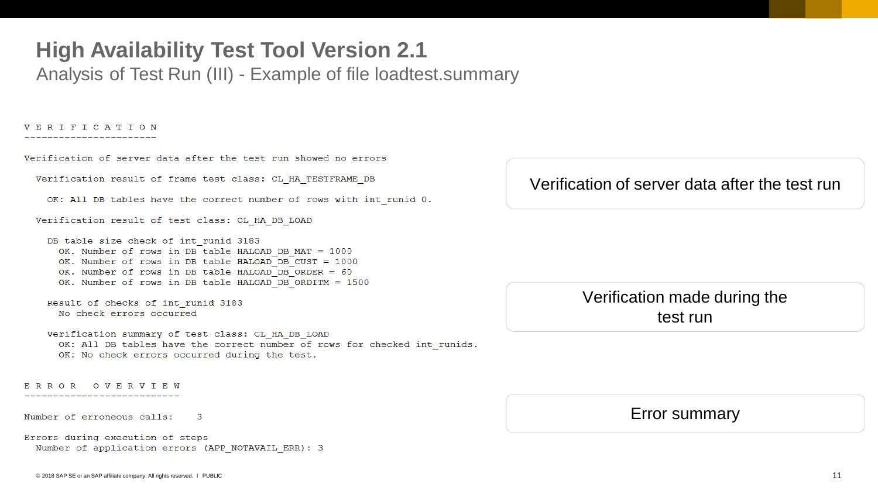# High Availability Test Tool Version 2.1

## Analysis of Test Run (III) - Example of file loadtest.summary

```
V E R I F I C A T I O N
-----------------------

Verification of server data after the test run showed no errors

  Verification result of frame test class: CL_HA_TESTFRAME_DB

    OK: All DB tables have the correct number of rows with int_runid 0.

  Verification result of test class: CL_HA_DB_LOAD

    DB table size check of int_runid 3183
      OK. Number of rows in DB table HALOAD_DB_MAT = 1000
      OK. Number of rows in DB table HALOAD_DB_CUST = 1000
      OK. Number of rows in DB table HALOAD_DB_ORDER = 60
      OK. Number of rows in DB table HALOAD_DB_ORDITM = 1500

    Result of checks of int_runid 3183
      No check errors occurred

    Verification summary of test class: CL_HA_DB_LOAD
      OK: All DB tables have the correct number of rows for checked int_runids.
      OK: No check errors occurred during the test.


E R R O R   O V E R V I E W
---------------------------

Number of erroneous calls:    3

Errors during execution of steps
  Number of application errors (APP_NOTAVAIL_ERR): 3
```

Verification of server data after the test run

Verification made during the test run

Error summary

© 2018 SAP SE or an SAP affiliate company. All rights reserved. I PUBLIC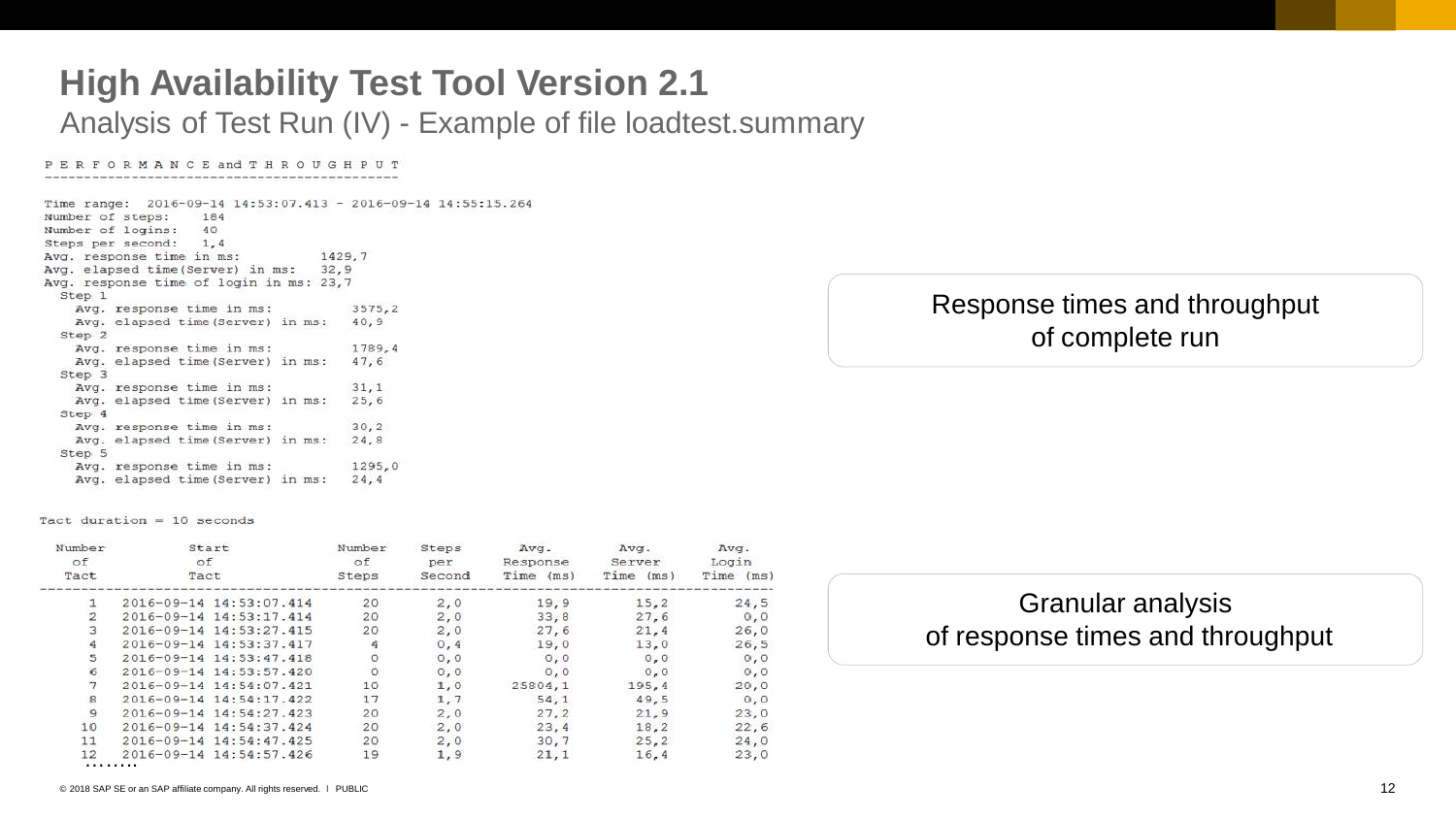# High Availability Test Tool Version 2.1

## Analysis of Test Run (IV) - Example of file loadtest.summary

```
P E R F O R M A N C E and T H R O U G H P U T
---------------------------------------------

Time range:  2016-09-14 14:53:07.413 - 2016-09-14 14:55:15.264
Number of steps:     184
Number of logins:    40
Steps per second:    1,4
Avg. response time in ms:          1429,7
Avg. elapsed time(Server) in ms:   32,9
Avg. response time of login in ms: 23,7
  Step 1
    Avg. response time in ms:          3575,2
    Avg. elapsed time(Server) in ms:   40,9
  Step 2
    Avg. response time in ms:          1789,4
    Avg. elapsed time(Server) in ms:   47,6
  Step 3
    Avg. response time in ms:          31,1
    Avg. elapsed time(Server) in ms:   25,6
  Step 4
    Avg. response time in ms:          30,2
    Avg. elapsed time(Server) in ms:   24,8
  Step 5
    Avg. response time in ms:          1295,0
    Avg. elapsed time(Server) in ms:   24,4
```

Response times and throughput of complete run

```
Tact duration = 10 seconds
```

| Number of Tact | Start of Tact | Number of Steps | Steps per Second | Avg. Response Time (ms) | Avg. Server Time (ms) | Avg. Login Time (ms) |
|---|---|---|---|---|---|---|
| 1 | 2016-09-14 14:53:07.414 | 20 | 2,0 | 19,9 | 15,2 | 24,5 |
| 2 | 2016-09-14 14:53:17.414 | 20 | 2,0 | 33,8 | 27,6 | 0,0 |
| 3 | 2016-09-14 14:53:27.415 | 20 | 2,0 | 27,6 | 21,4 | 26,0 |
| 4 | 2016-09-14 14:53:37.417 | 4 | 0,4 | 19,0 | 13,0 | 26,5 |
| 5 | 2016-09-14 14:53:47.418 | 0 | 0,0 | 0,0 | 0,0 | 0,0 |
| 6 | 2016-09-14 14:53:57.420 | 0 | 0,0 | 0,0 | 0,0 | 0,0 |
| 7 | 2016-09-14 14:54:07.421 | 10 | 1,0 | 25804,1 | 195,4 | 20,0 |
| 8 | 2016-09-14 14:54:17.422 | 17 | 1,7 | 54,1 | 49,5 | 0,0 |
| 9 | 2016-09-14 14:54:27.423 | 20 | 2,0 | 27,2 | 21,9 | 23,0 |
| 10 | 2016-09-14 14:54:37.424 | 20 | 2,0 | 23,4 | 18,2 | 22,6 |
| 11 | 2016-09-14 14:54:47.425 | 20 | 2,0 | 30,7 | 25,2 | 24,0 |
| 12 | 2016-09-14 14:54:57.426 | 19 | 1,9 | 21,1 | 16,4 | 23,0 |

……..

Granular analysis of response times and throughput

© 2018 SAP SE or an SAP affiliate company. All rights reserved. ǀ PUBLIC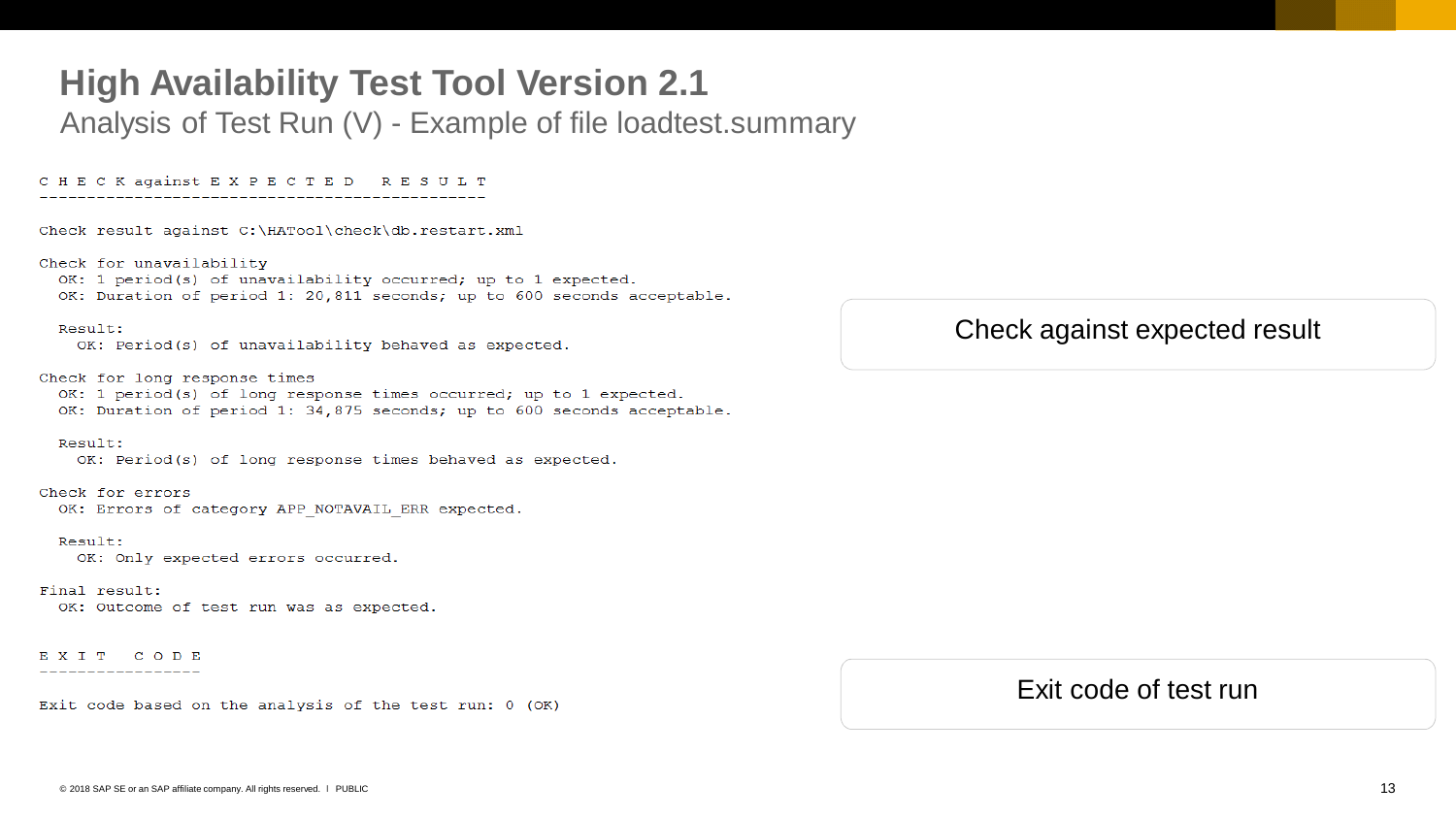# High Availability Test Tool Version 2.1

## Analysis of Test Run (V) - Example of file loadtest.summary

```
C H E C K against E X P E C T E D   R E S U L T
-----------------------------------------------

Check result against C:\HATool\check\db.restart.xml

Check for unavailability
  OK: 1 period(s) of unavailability occurred; up to 1 expected.
  OK: Duration of period 1: 20,811 seconds; up to 600 seconds acceptable.

  Result:
    OK: Period(s) of unavailability behaved as expected.

Check for long response times
  OK: 1 period(s) of long response times occurred; up to 1 expected.
  OK: Duration of period 1: 34,875 seconds; up to 600 seconds acceptable.

  Result:
    OK: Period(s) of long response times behaved as expected.

Check for errors
  OK: Errors of category APP_NOTAVAIL_ERR expected.

  Result:
    OK: Only expected errors occurred.

Final result:
  OK: Outcome of test run was as expected.


E X I T   C O D E
-----------------

Exit code based on the analysis of the test run: 0 (OK)
```

Check against expected result

Exit code of test run

© 2018 SAP SE or an SAP affiliate company. All rights reserved. | PUBLIC